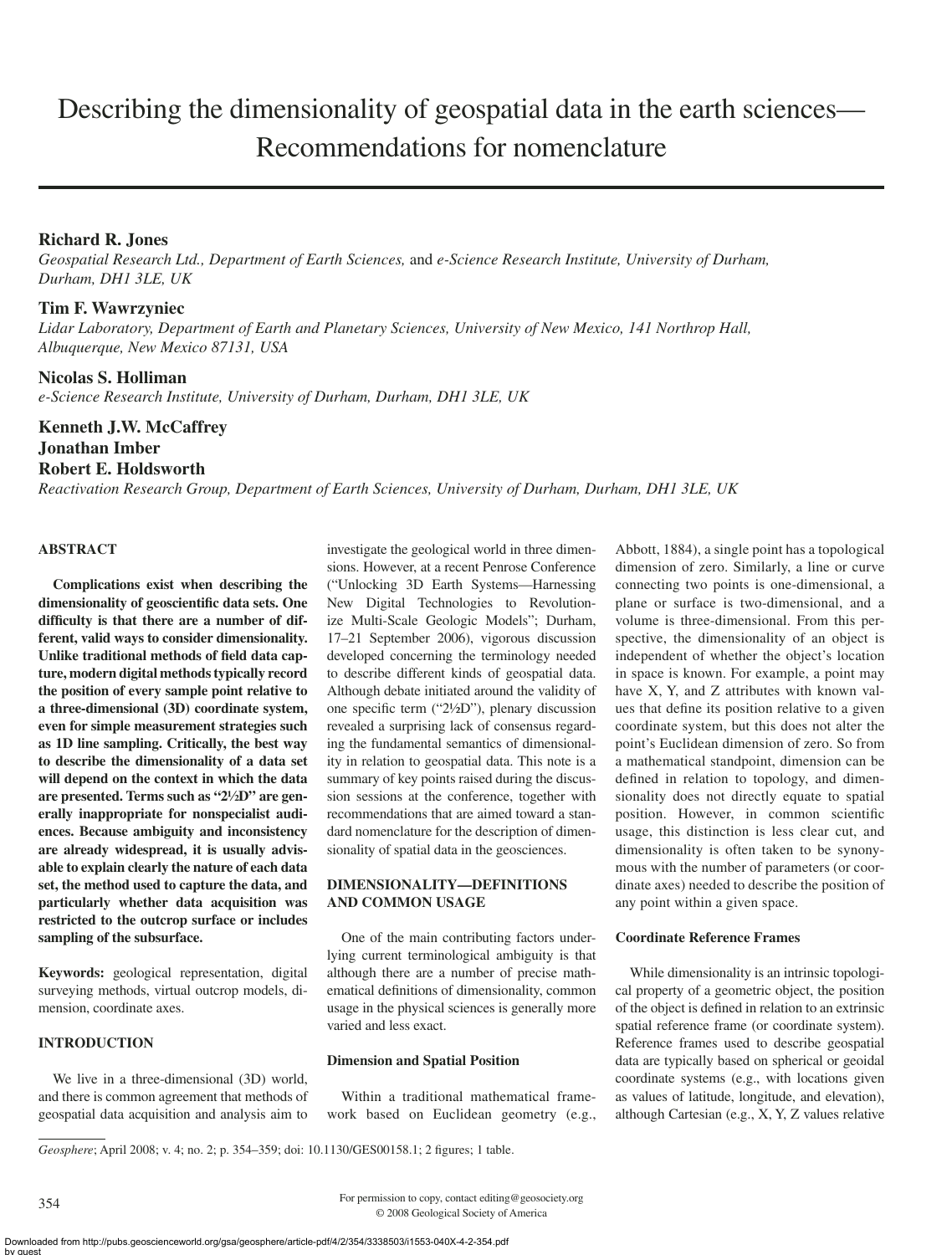# Describing the dimensionality of geospatial data in the earth sciences—Recommendations for nomenclature

**Richard R. Jones**
*Geospatial Research Ltd., Department of Earth Sciences,* and *e-Science Research Institute, University of Durham, Durham, DH1 3LE, UK*

**Tim F. Wawrzyniec**
*Lidar Laboratory, Department of Earth and Planetary Sciences, University of New Mexico, 141 Northrop Hall, Albuquerque, New Mexico 87131, USA*

**Nicolas S. Holliman**
*e-Science Research Institute, University of Durham, Durham, DH1 3LE, UK*

**Kenneth J.W. McCaffrey**
**Jonathan Imber**
**Robert E. Holdsworth**
*Reactivation Research Group, Department of Earth Sciences, University of Durham, Durham, DH1 3LE, UK*

## ABSTRACT

**Complications exist when describing the dimensionality of geoscientific data sets. One difficulty is that there are a number of different, valid ways to consider dimensionality. Unlike traditional methods of field data capture, modern digital methods typically record the position of every sample point relative to a three-dimensional (3D) coordinate system, even for simple measurement strategies such as 1D line sampling. Critically, the best way to describe the dimensionality of a data set will depend on the context in which the data are presented. Terms such as "2½D" are generally inappropriate for nonspecialist audiences. Because ambiguity and inconsistency are already widespread, it is usually advisable to explain clearly the nature of each data set, the method used to capture the data, and particularly whether data acquisition was restricted to the outcrop surface or includes sampling of the subsurface.**

**Keywords:** geological representation, digital surveying methods, virtual outcrop models, dimension, coordinate axes.

## INTRODUCTION

We live in a three-dimensional (3D) world, and there is common agreement that methods of geospatial data acquisition and analysis aim to investigate the geological world in three dimensions. However, at a recent Penrose Conference ("Unlocking 3D Earth Systems—Harnessing New Digital Technologies to Revolutionize Multi-Scale Geologic Models"; Durham, 17–21 September 2006), vigorous discussion developed concerning the terminology needed to describe different kinds of geospatial data. Although debate initiated around the validity of one specific term ("2½D"), plenary discussion revealed a surprising lack of consensus regarding the fundamental semantics of dimensionality in relation to geospatial data. This note is a summary of key points raised during the discussion sessions at the conference, together with recommendations that are aimed toward a standard nomenclature for the description of dimensionality of spatial data in the geosciences.

## DIMENSIONALITY—DEFINITIONS AND COMMON USAGE

One of the main contributing factors underlying current terminological ambiguity is that although there are a number of precise mathematical definitions of dimensionality, common usage in the physical sciences is generally more varied and less exact.

### Dimension and Spatial Position

Within a traditional mathematical framework based on Euclidean geometry (e.g., Abbott, 1884), a single point has a topological dimension of zero. Similarly, a line or curve connecting two points is one-dimensional, a plane or surface is two-dimensional, and a volume is three-dimensional. From this perspective, the dimensionality of an object is independent of whether the object's location in space is known. For example, a point may have X, Y, and Z attributes with known values that define its position relative to a given coordinate system, but this does not alter the point's Euclidean dimension of zero. So from a mathematical standpoint, dimension can be defined in relation to topology, and dimensionality does not directly equate to spatial position. However, in common scientific usage, this distinction is less clear cut, and dimensionality is often taken to be synonymous with the number of parameters (or coordinate axes) needed to describe the position of any point within a given space.

### Coordinate Reference Frames

While dimensionality is an intrinsic topological property of a geometric object, the position of the object is defined in relation to an extrinsic spatial reference frame (or coordinate system). Reference frames used to describe geospatial data are typically based on spherical or geoidal coordinate systems (e.g., with locations given as values of latitude, longitude, and elevation), although Cartesian (e.g., X, Y, Z values relative

*Geosphere*; April 2008; v. 4; no. 2; p. 354–359; doi: 10.1130/GES00158.1; 2 figures; 1 table.

For permission to copy, contact editing@geosociety.org
© 2008 Geological Society of America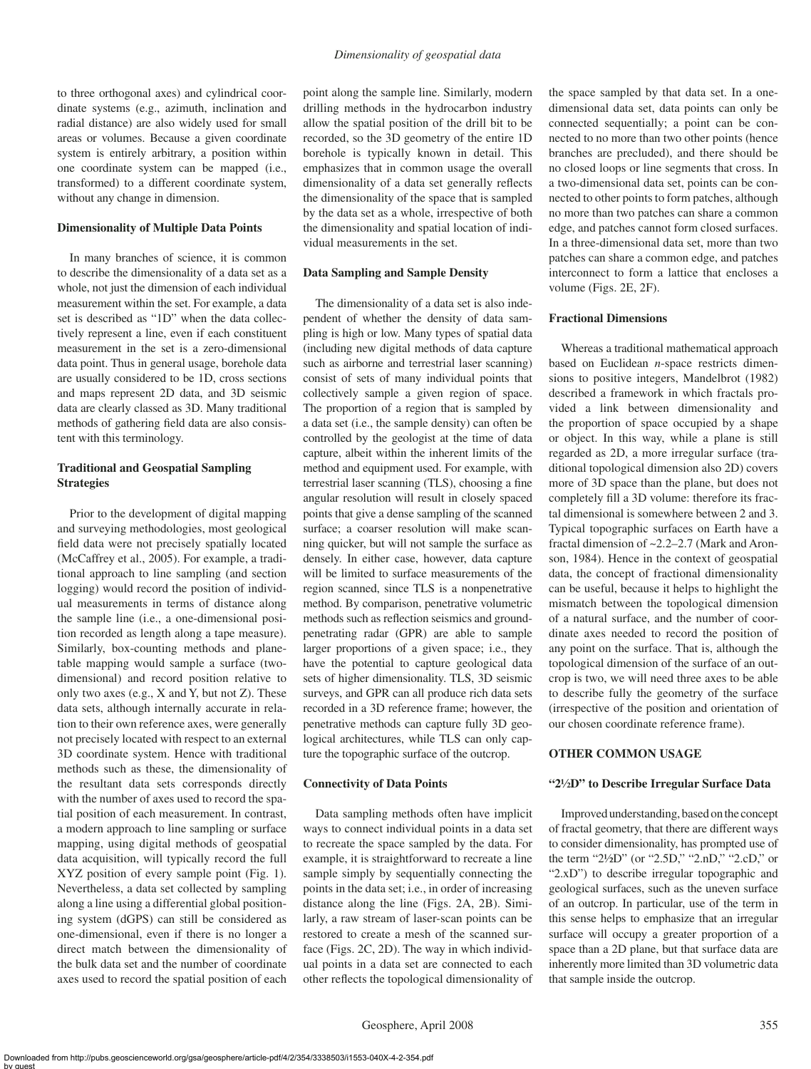to three orthogonal axes) and cylindrical coordinate systems (e.g., azimuth, inclination and radial distance) are also widely used for small areas or volumes. Because a given coordinate system is entirely arbitrary, a position within one coordinate system can be mapped (i.e., transformed) to a different coordinate system, without any change in dimension.

### Dimensionality of Multiple Data Points

In many branches of science, it is common to describe the dimensionality of a data set as a whole, not just the dimension of each individual measurement within the set. For example, a data set is described as "1D" when the data collectively represent a line, even if each constituent measurement in the set is a zero-dimensional data point. Thus in general usage, borehole data are usually considered to be 1D, cross sections and maps represent 2D data, and 3D seismic data are clearly classed as 3D. Many traditional methods of gathering field data are also consistent with this terminology.

### Traditional and Geospatial Sampling Strategies

Prior to the development of digital mapping and surveying methodologies, most geological field data were not precisely spatially located (McCaffrey et al., 2005). For example, a traditional approach to line sampling (and section logging) would record the position of individual measurements in terms of distance along the sample line (i.e., a one-dimensional position recorded as length along a tape measure). Similarly, box-counting methods and plane-table mapping would sample a surface (two-dimensional) and record position relative to only two axes (e.g., X and Y, but not Z). These data sets, although internally accurate in relation to their own reference axes, were generally not precisely located with respect to an external 3D coordinate system. Hence with traditional methods such as these, the dimensionality of the resultant data sets corresponds directly with the number of axes used to record the spatial position of each measurement. In contrast, a modern approach to line sampling or surface mapping, using digital methods of geospatial data acquisition, will typically record the full XYZ position of every sample point (Fig. 1). Nevertheless, a data set collected by sampling along a line using a differential global positioning system (dGPS) can still be considered as one-dimensional, even if there is no longer a direct match between the dimensionality of the bulk data set and the number of coordinate axes used to record the spatial position of each point along the sample line. Similarly, modern drilling methods in the hydrocarbon industry allow the spatial position of the drill bit to be recorded, so the 3D geometry of the entire 1D borehole is typically known in detail. This emphasizes that in common usage the overall dimensionality of a data set generally reflects the dimensionality of the space that is sampled by the data set as a whole, irrespective of both the dimensionality and spatial location of individual measurements in the set.

### Data Sampling and Sample Density

The dimensionality of a data set is also independent of whether the density of data sampling is high or low. Many types of spatial data (including new digital methods of data capture such as airborne and terrestrial laser scanning) consist of sets of many individual points that collectively sample a given region of space. The proportion of a region that is sampled by a data set (i.e., the sample density) can often be controlled by the geologist at the time of data capture, albeit within the inherent limits of the method and equipment used. For example, with terrestrial laser scanning (TLS), choosing a fine angular resolution will result in closely spaced points that give a dense sampling of the scanned surface; a coarser resolution will make scanning quicker, but will not sample the surface as densely. In either case, however, data capture will be limited to surface measurements of the region scanned, since TLS is a nonpenetrative method. By comparison, penetrative volumetric methods such as reflection seismics and ground-penetrating radar (GPR) are able to sample larger proportions of a given space; i.e., they have the potential to capture geological data sets of higher dimensionality. TLS, 3D seismic surveys, and GPR can all produce rich data sets recorded in a 3D reference frame; however, the penetrative methods can capture fully 3D geological architectures, while TLS can only capture the topographic surface of the outcrop.

### Connectivity of Data Points

Data sampling methods often have implicit ways to connect individual points in a data set to recreate the space sampled by the data. For example, it is straightforward to recreate a line sample simply by sequentially connecting the points in the data set; i.e., in order of increasing distance along the line (Figs. 2A, 2B). Similarly, a raw stream of laser-scan points can be restored to create a mesh of the scanned surface (Figs. 2C, 2D). The way in which individual points in a data set are connected to each other reflects the topological dimensionality of the space sampled by that data set. In a one-dimensional data set, data points can only be connected sequentially; a point can be connected to no more than two other points (hence branches are precluded), and there should be no closed loops or line segments that cross. In a two-dimensional data set, points can be connected to other points to form patches, although no more than two patches can share a common edge, and patches cannot form closed surfaces. In a three-dimensional data set, more than two patches can share a common edge, and patches interconnect to form a lattice that encloses a volume (Figs. 2E, 2F).

### Fractional Dimensions

Whereas a traditional mathematical approach based on Euclidean *n*-space restricts dimensions to positive integers, Mandelbrot (1982) described a framework in which fractals provided a link between dimensionality and the proportion of space occupied by a shape or object. In this way, while a plane is still regarded as 2D, a more irregular surface (traditional topological dimension also 2D) covers more of 3D space than the plane, but does not completely fill a 3D volume: therefore its fractal dimensional is somewhere between 2 and 3. Typical topographic surfaces on Earth have a fractal dimension of ~2.2–2.7 (Mark and Aronson, 1984). Hence in the context of geospatial data, the concept of fractional dimensionality can be useful, because it helps to highlight the mismatch between the topological dimension of a natural surface, and the number of coordinate axes needed to record the position of any point on the surface. That is, although the topological dimension of the surface of an outcrop is two, we will need three axes to be able to describe fully the geometry of the surface (irrespective of the position and orientation of our chosen coordinate reference frame).

## OTHER COMMON USAGE

### "2½D" to Describe Irregular Surface Data

Improved understanding, based on the concept of fractal geometry, that there are different ways to consider dimensionality, has prompted use of the term "2½D" (or "2.5D," "2.nD," "2.cD," or "2.xD") to describe irregular topographic and geological surfaces, such as the uneven surface of an outcrop. In particular, use of the term in this sense helps to emphasize that an irregular surface will occupy a greater proportion of a space than a 2D plane, but that surface data are inherently more limited than 3D volumetric data that sample inside the outcrop.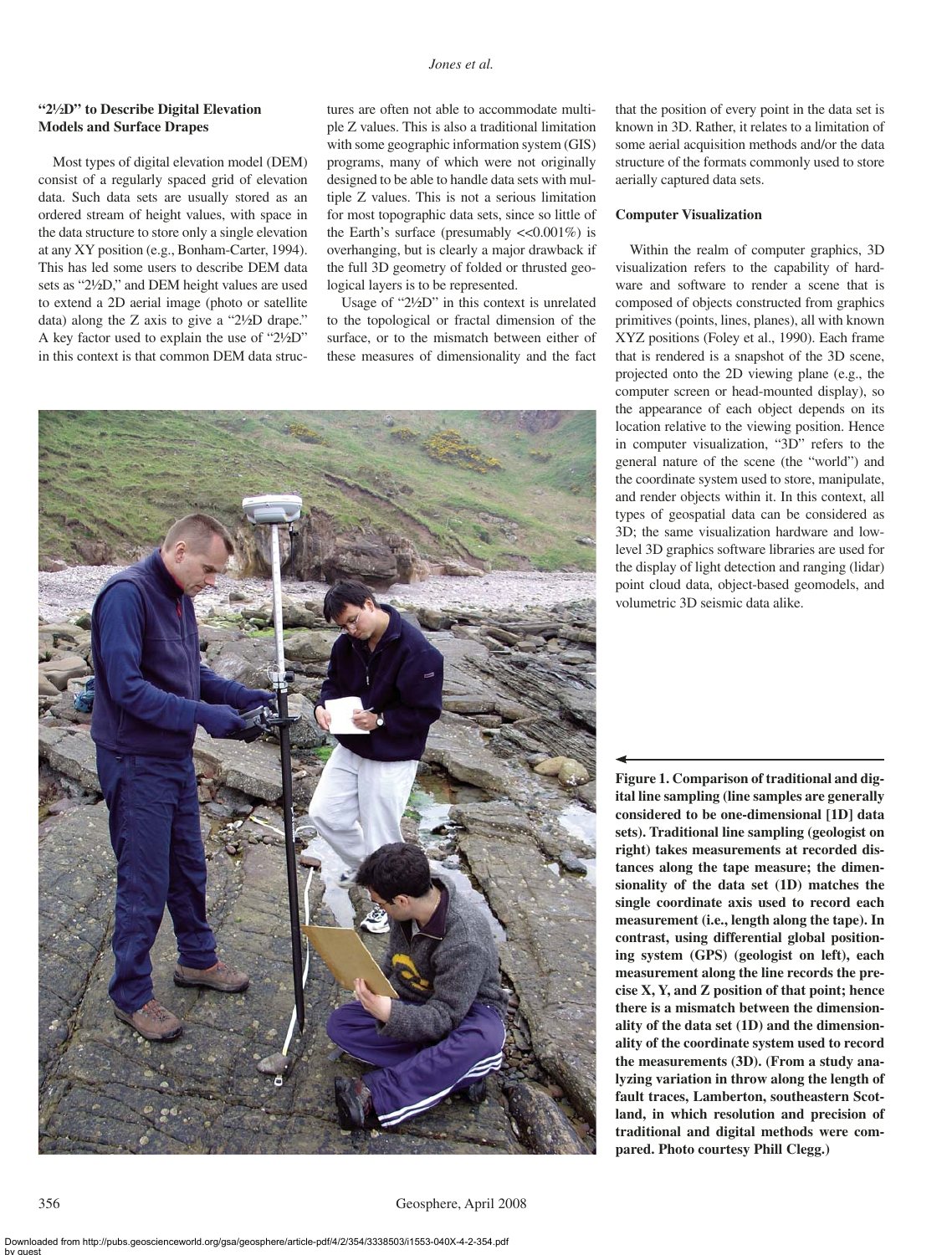### "2½D" to Describe Digital Elevation Models and Surface Drapes

Most types of digital elevation model (DEM) consist of a regularly spaced grid of elevation data. Such data sets are usually stored as an ordered stream of height values, with space in the data structure to store only a single elevation at any XY position (e.g., Bonham-Carter, 1994). This has led some users to describe DEM data sets as "2½D," and DEM height values are used to extend a 2D aerial image (photo or satellite data) along the Z axis to give a "2½D drape." A key factor used to explain the use of "2½D" in this context is that common DEM data structures are often not able to accommodate multiple Z values. This is also a traditional limitation with some geographic information system (GIS) programs, many of which were not originally designed to be able to handle data sets with multiple Z values. This is not a serious limitation for most topographic data sets, since so little of the Earth's surface (presumably $<<0.001\%$) is overhanging, but is clearly a major drawback if the full 3D geometry of folded or thrusted geological layers is to be represented.

Usage of "2½D" in this context is unrelated to the topological or fractal dimension of the surface, or to the mismatch between either of these measures of dimensionality and the fact that the position of every point in the data set is known in 3D. Rather, it relates to a limitation of some aerial acquisition methods and/or the data structure of the formats commonly used to store aerially captured data sets.

### Computer Visualization

Within the realm of computer graphics, 3D visualization refers to the capability of hardware and software to render a scene that is composed of objects constructed from graphics primitives (points, lines, planes), all with known XYZ positions (Foley et al., 1990). Each frame that is rendered is a snapshot of the 3D scene, projected onto the 2D viewing plane (e.g., the computer screen or head-mounted display), so the appearance of each object depends on its location relative to the viewing position. Hence in computer visualization, "3D" refers to the general nature of the scene (the "world") and the coordinate system used to store, manipulate, and render objects within it. In this context, all types of geospatial data can be considered as 3D; the same visualization hardware and low-level 3D graphics software libraries are used for the display of light detection and ranging (lidar) point cloud data, object-based geomodels, and volumetric 3D seismic data alike.

**Figure 1. Comparison of traditional and digital line sampling (line samples are generally considered to be one-dimensional [1D] data sets). Traditional line sampling (geologist on right) takes measurements at recorded distances along the tape measure; the dimensionality of the data set (1D) matches the single coordinate axis used to record each measurement (i.e., length along the tape). In contrast, using differential global positioning system (GPS) (geologist on left), each measurement along the line records the precise X, Y, and Z position of that point; hence there is a mismatch between the dimensionality of the data set (1D) and the dimensionality of the coordinate system used to record the measurements (3D). (From a study analyzing variation in throw along the length of fault traces, Lamberton, southeastern Scotland, in which resolution and precision of traditional and digital methods were compared. Photo courtesy Phill Clegg.)**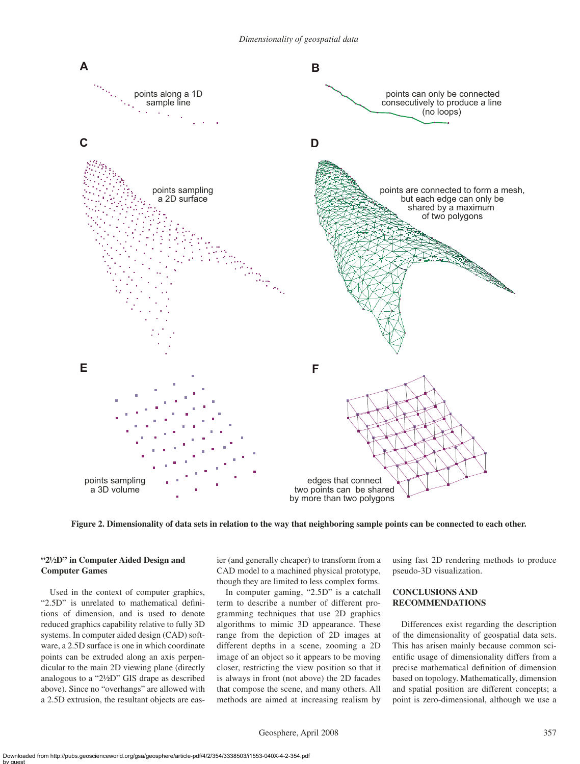A

points along a 1D sample line

B

points can only be connected consecutively to produce a line (no loops)

C

points sampling a 2D surface

D

points are connected to form a mesh, but each edge can only be shared by a maximum of two polygons

E

points sampling a 3D volume

F

edges that connect two points can be shared by more than two polygons

**Figure 2. Dimensionality of data sets in relation to the way that neighboring sample points can be connected to each other.**

### "2½D" in Computer Aided Design and Computer Games

Used in the context of computer graphics, "2.5D" is unrelated to mathematical definitions of dimension, and is used to denote reduced graphics capability relative to fully 3D systems. In computer aided design (CAD) software, a 2.5D surface is one in which coordinate points can be extruded along an axis perpendicular to the main 2D viewing plane (directly analogous to a "2½D" GIS drape as described above). Since no "overhangs" are allowed with a 2.5D extrusion, the resultant objects are easier (and generally cheaper) to transform from a CAD model to a machined physical prototype, though they are limited to less complex forms.

In computer gaming, "2.5D" is a catchall term to describe a number of different programming techniques that use 2D graphics algorithms to mimic 3D appearance. These range from the depiction of 2D images at different depths in a scene, zooming a 2D image of an object so it appears to be moving closer, restricting the view position so that it is always in front (not above) the 2D facades that compose the scene, and many others. All methods are aimed at increasing realism by using fast 2D rendering methods to produce pseudo-3D visualization.

## CONCLUSIONS AND RECOMMENDATIONS

Differences exist regarding the description of the dimensionality of geospatial data sets. This has arisen mainly because common scientific usage of dimensionality differs from a precise mathematical definition of dimension based on topology. Mathematically, dimension and spatial position are different concepts; a point is zero-dimensional, although we use a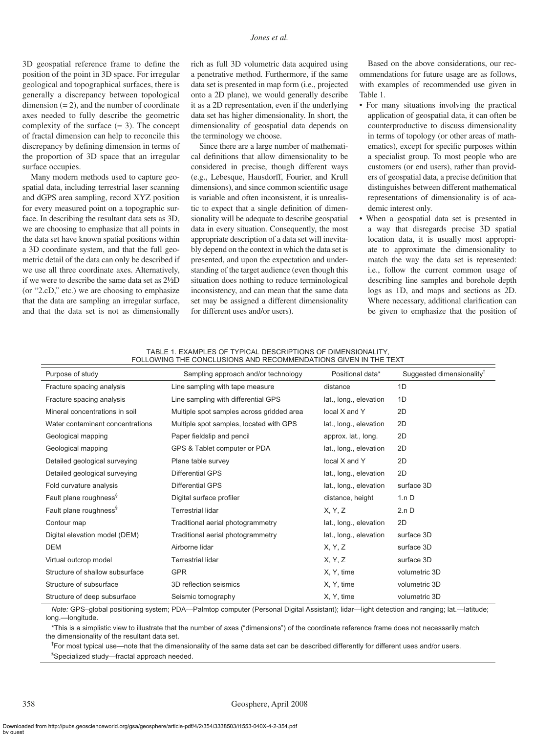3D geospatial reference frame to define the position of the point in 3D space. For irregular geological and topographical surfaces, there is generally a discrepancy between topological dimension (= 2), and the number of coordinate axes needed to fully describe the geometric complexity of the surface (= 3). The concept of fractal dimension can help to reconcile this discrepancy by defining dimension in terms of the proportion of 3D space that an irregular surface occupies.

Many modern methods used to capture geospatial data, including terrestrial laser scanning and dGPS area sampling, record XYZ position for every measured point on a topographic surface. In describing the resultant data sets as 3D, we are choosing to emphasize that all points in the data set have known spatial positions within a 3D coordinate system, and that the full geometric detail of the data can only be described if we use all three coordinate axes. Alternatively, if we were to describe the same data set as 2½D (or "2.cD," etc.) we are choosing to emphasize that the data are sampling an irregular surface, and that the data set is not as dimensionally rich as full 3D volumetric data acquired using a penetrative method. Furthermore, if the same data set is presented in map form (i.e., projected onto a 2D plane), we would generally describe it as a 2D representation, even if the underlying data set has higher dimensionality. In short, the dimensionality of geospatial data depends on the terminology we choose.

Since there are a large number of mathematical definitions that allow dimensionality to be considered in precise, though different ways (e.g., Lebesque, Hausdorff, Fourier, and Krull dimensions), and since common scientific usage is variable and often inconsistent, it is unrealistic to expect that a single definition of dimensionality will be adequate to describe geospatial data in every situation. Consequently, the most appropriate description of a data set will inevitably depend on the context in which the data set is presented, and upon the expectation and understanding of the target audience (even though this situation does nothing to reduce terminological inconsistency, and can mean that the same data set may be assigned a different dimensionality for different uses and/or users).

Based on the above considerations, our recommendations for future usage are as follows, with examples of recommended use given in Table 1.

- For many situations involving the practical application of geospatial data, it can often be counterproductive to discuss dimensionality in terms of topology (or other areas of mathematics), except for specific purposes within a specialist group. To most people who are customers (or end users), rather than providers of geospatial data, a precise definition that distinguishes between different mathematical representations of dimensionality is of academic interest only.
- When a geospatial data set is presented in a way that disregards precise 3D spatial location data, it is usually most appropriate to approximate the dimensionality to match the way the data set is represented: i.e., follow the current common usage of describing line samples and borehole depth logs as 1D, and maps and sections as 2D. Where necessary, additional clarification can be given to emphasize that the position of

TABLE 1. EXAMPLES OF TYPICAL DESCRIPTIONS OF DIMENSIONALITY, FOLLOWING THE CONCLUSIONS AND RECOMMENDATIONS GIVEN IN THE TEXT

| Purpose of study | Sampling approach and/or technology | Positional data* | Suggested dimensionality† |
|---|---|---|---|
| Fracture spacing analysis | Line sampling with tape measure | distance | 1D |
| Fracture spacing analysis | Line sampling with differential GPS | lat., long., elevation | 1D |
| Mineral concentrations in soil | Multiple spot samples across gridded area | local X and Y | 2D |
| Water contaminant concentrations | Multiple spot samples, located with GPS | lat., long., elevation | 2D |
| Geological mapping | Paper fieldslip and pencil | approx. lat., long. | 2D |
| Geological mapping | GPS & Tablet computer or PDA | lat., long., elevation | 2D |
| Detailed geological surveying | Plane table survey | local X and Y | 2D |
| Detailed geological surveying | Differential GPS | lat., long., elevation | 2D |
| Fold curvature analysis | Differential GPS | lat., long., elevation | surface 3D |
| Fault plane roughness§ | Digital surface profiler | distance, height | 1.n D |
| Fault plane roughness§ | Terrestrial lidar | X, Y, Z | 2.n D |
| Contour map | Traditional aerial photogrammetry | lat., long., elevation | 2D |
| Digital elevation model (DEM) | Traditional aerial photogrammetry | lat., long., elevation | surface 3D |
| DEM | Airborne lidar | X, Y, Z | surface 3D |
| Virtual outcrop model | Terrestrial lidar | X, Y, Z | surface 3D |
| Structure of shallow subsurface | GPR | X, Y, time | volumetric 3D |
| Structure of subsurface | 3D reflection seismics | X, Y, time | volumetric 3D |
| Structure of deep subsurface | Seismic tomography | X, Y, time | volumetric 3D |

*Note:* GPS–global positioning system; PDA—Palmtop computer (Personal Digital Assistant); lidar—light detection and ranging; lat.—latitude; long.—longitude.

*This is a simplistic view to illustrate that the number of axes ("dimensions") of the coordinate reference frame does not necessarily match the dimensionality of the resultant data set.

†For most typical use—note that the dimensionality of the same data set can be described differently for different uses and/or users.

§Specialized study—fractal approach needed.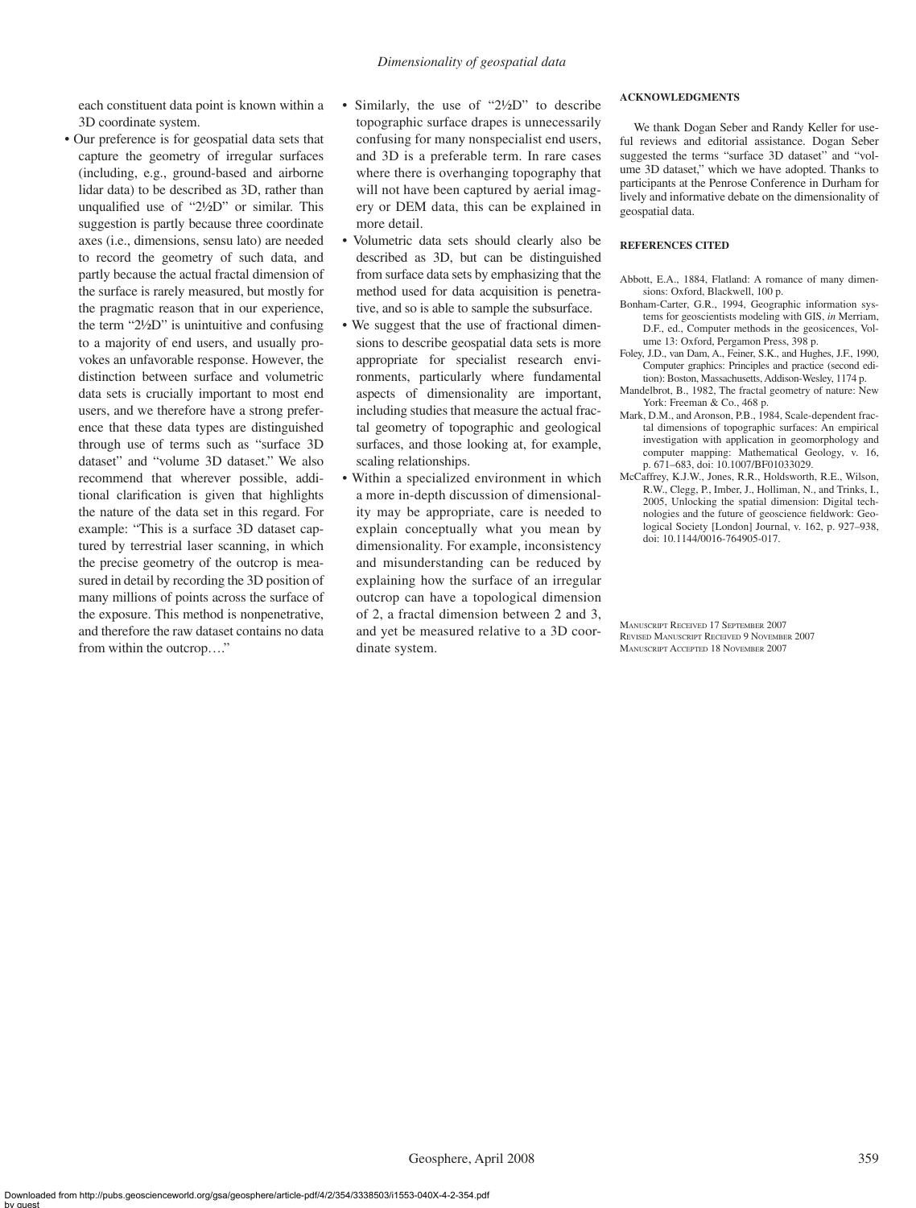each constituent data point is known within a 3D coordinate system.

- Our preference is for geospatial data sets that capture the geometry of irregular surfaces (including, e.g., ground-based and airborne lidar data) to be described as 3D, rather than unqualified use of "2½D" or similar. This suggestion is partly because three coordinate axes (i.e., dimensions, sensu lato) are needed to record the geometry of such data, and partly because the actual fractal dimension of the surface is rarely measured, but mostly for the pragmatic reason that in our experience, the term "2½D" is unintuitive and confusing to a majority of end users, and usually provokes an unfavorable response. However, the distinction between surface and volumetric data sets is crucially important to most end users, and we therefore have a strong preference that these data types are distinguished through use of terms such as "surface 3D dataset" and "volume 3D dataset." We also recommend that wherever possible, additional clarification is given that highlights the nature of the data set in this regard. For example: "This is a surface 3D dataset captured by terrestrial laser scanning, in which the precise geometry of the outcrop is measured in detail by recording the 3D position of many millions of points across the surface of the exposure. This method is nonpenetrative, and therefore the raw dataset contains no data from within the outcrop…."
- Similarly, the use of "2½D" to describe topographic surface drapes is unnecessarily confusing for many nonspecialist end users, and 3D is a preferable term. In rare cases where there is overhanging topography that will not have been captured by aerial imagery or DEM data, this can be explained in more detail.
- Volumetric data sets should clearly also be described as 3D, but can be distinguished from surface data sets by emphasizing that the method used for data acquisition is penetrative, and so is able to sample the subsurface.
- We suggest that the use of fractional dimensions to describe geospatial data sets is more appropriate for specialist research environments, particularly where fundamental aspects of dimensionality are important, including studies that measure the actual fractal geometry of topographic and geological surfaces, and those looking at, for example, scaling relationships.
- Within a specialized environment in which a more in-depth discussion of dimensionality may be appropriate, care is needed to explain conceptually what you mean by dimensionality. For example, inconsistency and misunderstanding can be reduced by explaining how the surface of an irregular outcrop can have a topological dimension of 2, a fractal dimension between 2 and 3, and yet be measured relative to a 3D coordinate system.

## ACKNOWLEDGMENTS

We thank Dogan Seber and Randy Keller for useful reviews and editorial assistance. Dogan Seber suggested the terms "surface 3D dataset" and "volume 3D dataset," which we have adopted. Thanks to participants at the Penrose Conference in Durham for lively and informative debate on the dimensionality of geospatial data.

## REFERENCES CITED

Abbott, E.A., 1884, Flatland: A romance of many dimensions: Oxford, Blackwell, 100 p.

Bonham-Carter, G.R., 1994, Geographic information systems for geoscientists modeling with GIS, *in* Merriam, D.F., ed., Computer methods in the geosciences, Volume 13: Oxford, Pergamon Press, 398 p.

Foley, J.D., van Dam, A., Feiner, S.K., and Hughes, J.F., 1990, Computer graphics: Principles and practice (second edition): Boston, Massachusetts, Addison-Wesley, 1174 p.

Mandelbrot, B., 1982, The fractal geometry of nature: New York: Freeman & Co., 468 p.

Mark, D.M., and Aronson, P.B., 1984, Scale-dependent fractal dimensions of topographic surfaces: An empirical investigation with application in geomorphology and computer mapping: Mathematical Geology, v. 16, p. 671–683, doi: 10.1007/BF01033029.

McCaffrey, K.J.W., Jones, R.R., Holdsworth, R.E., Wilson, R.W., Clegg, P., Imber, J., Holliman, N., and Trinks, I., 2005, Unlocking the spatial dimension: Digital technologies and the future of geoscience fieldwork: Geological Society [London] Journal, v. 162, p. 927–938, doi: 10.1144/0016-764905-017.

Manuscript Received 17 September 2007
Revised Manuscript Received 9 November 2007
Manuscript Accepted 18 November 2007